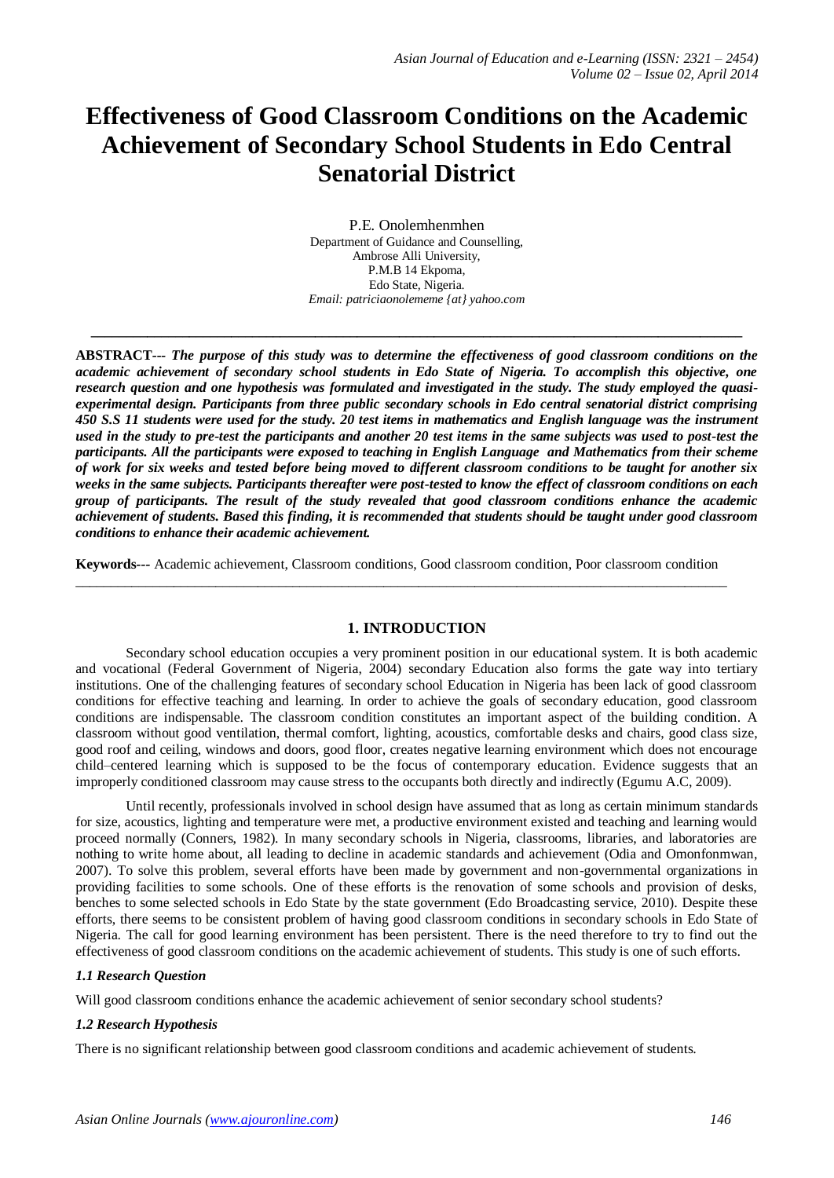# Effectiveness of Good Classroom Conditions on the Academic Achievement of Secondary School Students in Edo Central Senatorial District

P.E. Onolemhenmhen
Department of Guidance and Counselling,
Ambrose Alli University,
P.M.B 14 Ekpoma,
Edo State, Nigeria.
*Email: patriciaonolememe {at} yahoo.com*

---

**ABSTRACT---** ***The purpose of this study was to determine the effectiveness of good classroom conditions on the academic achievement of secondary school students in Edo State of Nigeria. To accomplish this objective, one research question and one hypothesis was formulated and investigated in the study. The study employed the quasi-experimental design. Participants from three public secondary schools in Edo central senatorial district comprising 450 S.S 11 students were used for the study. 20 test items in mathematics and English language was the instrument used in the study to pre-test the participants and another 20 test items in the same subjects was used to post-test the participants. All the participants were exposed to teaching in English Language and Mathematics from their scheme of work for six weeks and tested before being moved to different classroom conditions to be taught for another six weeks in the same subjects. Participants thereafter were post-tested to know the effect of classroom conditions on each group of participants. The result of the study revealed that good classroom conditions enhance the academic achievement of students. Based this finding, it is recommended that students should be taught under good classroom conditions to enhance their academic achievement.***

**Keywords---** Academic achievement, Classroom conditions, Good classroom condition, Poor classroom condition

---

## 1. INTRODUCTION

Secondary school education occupies a very prominent position in our educational system. It is both academic and vocational (Federal Government of Nigeria, 2004) secondary Education also forms the gate way into tertiary institutions. One of the challenging features of secondary school Education in Nigeria has been lack of good classroom conditions for effective teaching and learning. In order to achieve the goals of secondary education, good classroom conditions are indispensable. The classroom condition constitutes an important aspect of the building condition. A classroom without good ventilation, thermal comfort, lighting, acoustics, comfortable desks and chairs, good class size, good roof and ceiling, windows and doors, good floor, creates negative learning environment which does not encourage child–centered learning which is supposed to be the focus of contemporary education. Evidence suggests that an improperly conditioned classroom may cause stress to the occupants both directly and indirectly (Egumu A.C, 2009).

Until recently, professionals involved in school design have assumed that as long as certain minimum standards for size, acoustics, lighting and temperature were met, a productive environment existed and teaching and learning would proceed normally (Conners, 1982). In many secondary schools in Nigeria, classrooms, libraries, and laboratories are nothing to write home about, all leading to decline in academic standards and achievement (Odia and Omonfonmwan, 2007). To solve this problem, several efforts have been made by government and non-governmental organizations in providing facilities to some schools. One of these efforts is the renovation of some schools and provision of desks, benches to some selected schools in Edo State by the state government (Edo Broadcasting service, 2010). Despite these efforts, there seems to be consistent problem of having good classroom conditions in secondary schools in Edo State of Nigeria. The call for good learning environment has been persistent. There is the need therefore to try to find out the effectiveness of good classroom conditions on the academic achievement of students. This study is one of such efforts.

### *1.1 Research Question*

Will good classroom conditions enhance the academic achievement of senior secondary school students?

### *1.2 Research Hypothesis*

There is no significant relationship between good classroom conditions and academic achievement of students.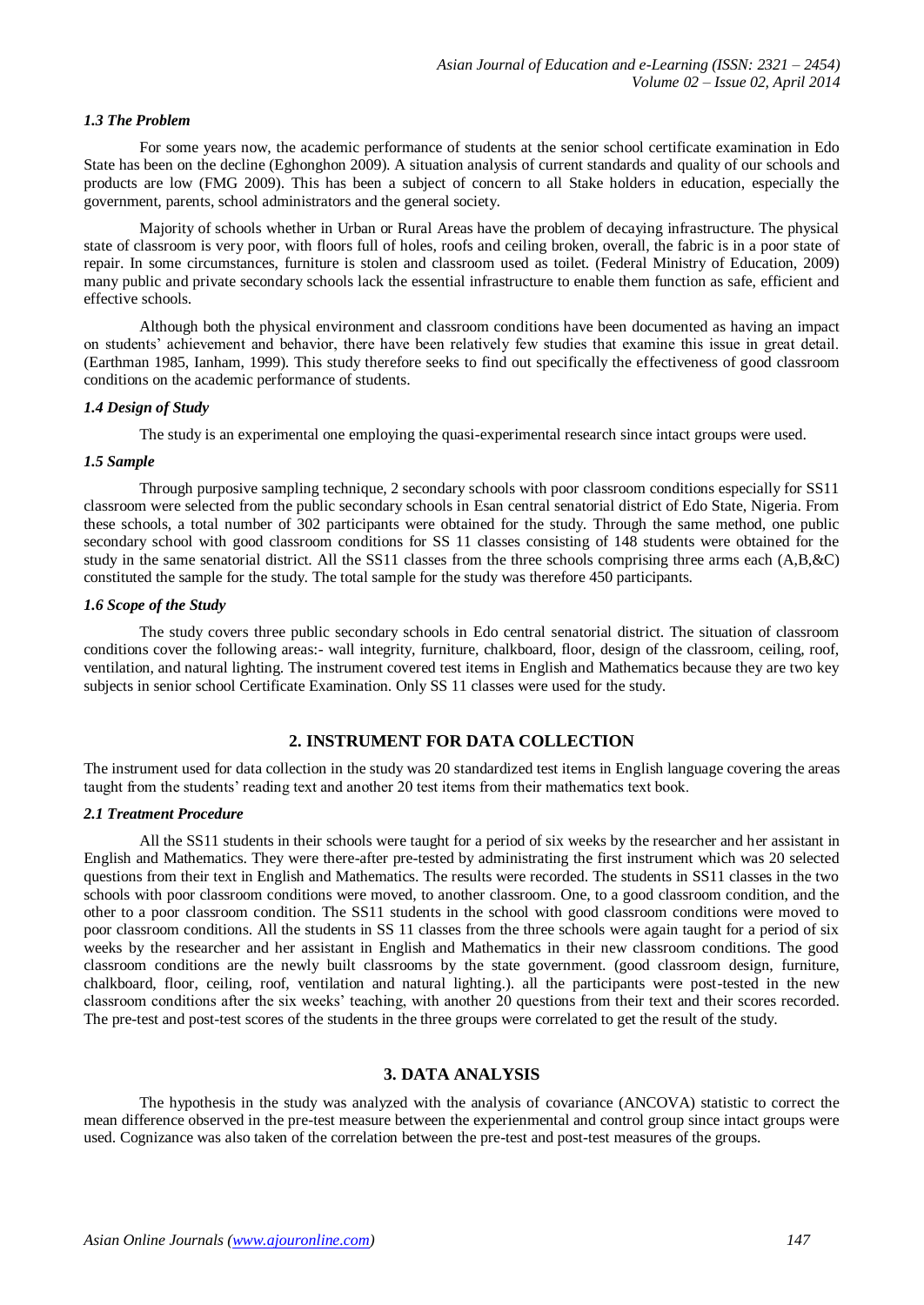### *1.3 The Problem*

For some years now, the academic performance of students at the senior school certificate examination in Edo State has been on the decline (Eghonghon 2009). A situation analysis of current standards and quality of our schools and products are low (FMG 2009). This has been a subject of concern to all Stake holders in education, especially the government, parents, school administrators and the general society.

Majority of schools whether in Urban or Rural Areas have the problem of decaying infrastructure. The physical state of classroom is very poor, with floors full of holes, roofs and ceiling broken, overall, the fabric is in a poor state of repair. In some circumstances, furniture is stolen and classroom used as toilet. (Federal Ministry of Education, 2009) many public and private secondary schools lack the essential infrastructure to enable them function as safe, efficient and effective schools.

Although both the physical environment and classroom conditions have been documented as having an impact on students' achievement and behavior, there have been relatively few studies that examine this issue in great detail. (Earthman 1985, Ianham, 1999). This study therefore seeks to find out specifically the effectiveness of good classroom conditions on the academic performance of students.

### *1.4 Design of Study*

The study is an experimental one employing the quasi-experimental research since intact groups were used.

### *1.5 Sample*

Through purposive sampling technique, 2 secondary schools with poor classroom conditions especially for SS11 classroom were selected from the public secondary schools in Esan central senatorial district of Edo State, Nigeria. From these schools, a total number of 302 participants were obtained for the study. Through the same method, one public secondary school with good classroom conditions for SS 11 classes consisting of 148 students were obtained for the study in the same senatorial district. All the SS11 classes from the three schools comprising three arms each (A,B,&C) constituted the sample for the study. The total sample for the study was therefore 450 participants.

### *1.6 Scope of the Study*

The study covers three public secondary schools in Edo central senatorial district. The situation of classroom conditions cover the following areas:- wall integrity, furniture, chalkboard, floor, design of the classroom, ceiling, roof, ventilation, and natural lighting. The instrument covered test items in English and Mathematics because they are two key subjects in senior school Certificate Examination. Only SS 11 classes were used for the study.

## 2. INSTRUMENT FOR DATA COLLECTION

The instrument used for data collection in the study was 20 standardized test items in English language covering the areas taught from the students' reading text and another 20 test items from their mathematics text book.

### *2.1 Treatment Procedure*

All the SS11 students in their schools were taught for a period of six weeks by the researcher and her assistant in English and Mathematics. They were there-after pre-tested by administrating the first instrument which was 20 selected questions from their text in English and Mathematics. The results were recorded. The students in SS11 classes in the two schools with poor classroom conditions were moved, to another classroom. One, to a good classroom condition, and the other to a poor classroom condition. The SS11 students in the school with good classroom conditions were moved to poor classroom conditions. All the students in SS 11 classes from the three schools were again taught for a period of six weeks by the researcher and her assistant in English and Mathematics in their new classroom conditions. The good classroom conditions are the newly built classrooms by the state government. (good classroom design, furniture, chalkboard, floor, ceiling, roof, ventilation and natural lighting.). all the participants were post-tested in the new classroom conditions after the six weeks' teaching, with another 20 questions from their text and their scores recorded. The pre-test and post-test scores of the students in the three groups were correlated to get the result of the study.

## 3. DATA ANALYSIS

The hypothesis in the study was analyzed with the analysis of covariance (ANCOVA) statistic to correct the mean difference observed in the pre-test measure between the experienmental and control group since intact groups were used. Cognizance was also taken of the correlation between the pre-test and post-test measures of the groups.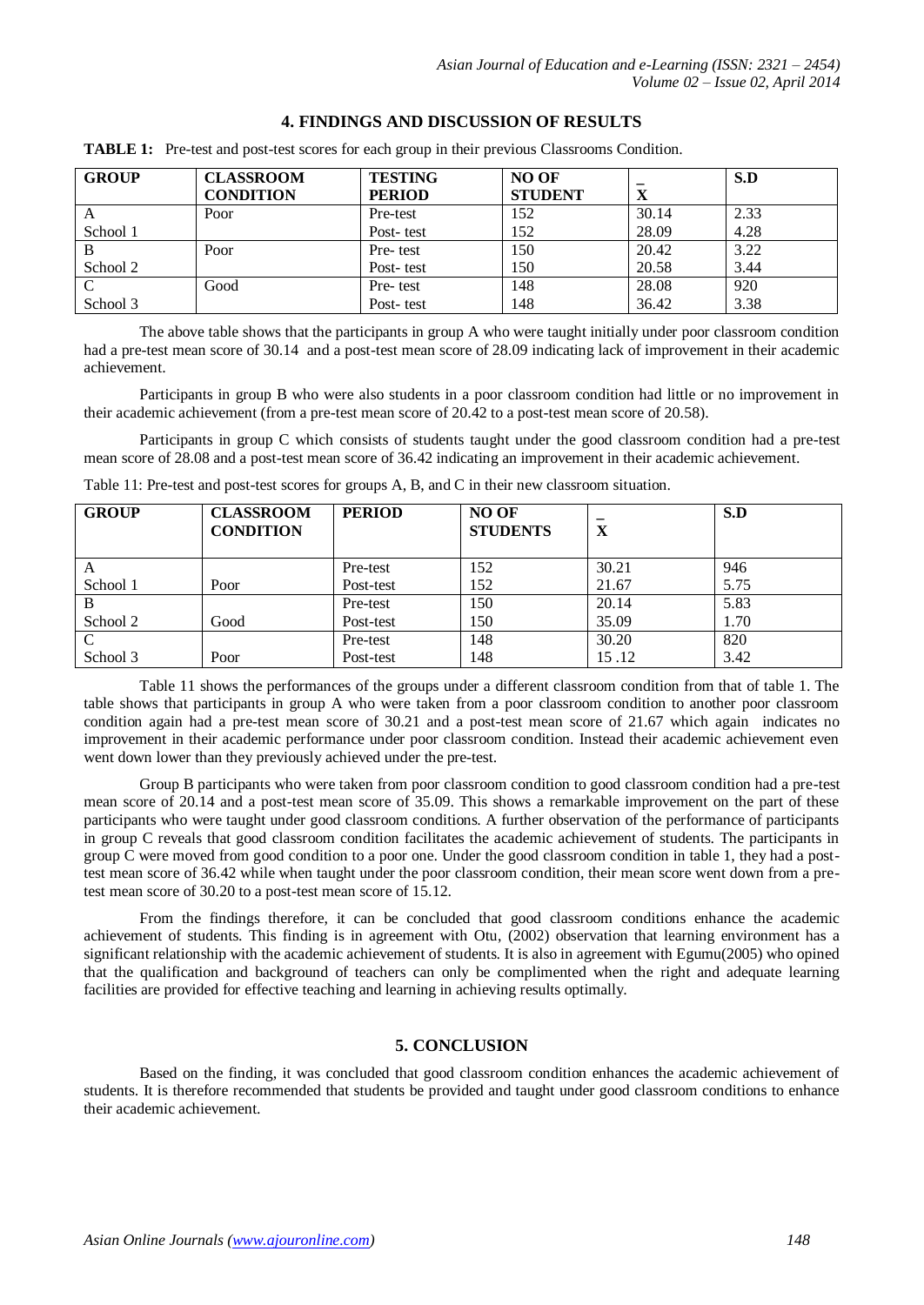## 4. FINDINGS AND DISCUSSION OF RESULTS

**TABLE 1:** Pre-test and post-test scores for each group in their previous Classrooms Condition.

| GROUP | CLASSROOM CONDITION | TESTING PERIOD | NO OF STUDENT | $\bar{X}$ | S.D |
|---|---|---|---|---|---|
| A | Poor | Pre-test | 152 | 30.14 | 2.33 |
| School 1 | | Post- test | 152 | 28.09 | 4.28 |
| B | Poor | Pre- test | 150 | 20.42 | 3.22 |
| School 2 | | Post- test | 150 | 20.58 | 3.44 |
| C | Good | Pre- test | 148 | 28.08 | 920 |
| School 3 | | Post- test | 148 | 36.42 | 3.38 |

The above table shows that the participants in group A who were taught initially under poor classroom condition had a pre-test mean score of 30.14 and a post-test mean score of 28.09 indicating lack of improvement in their academic achievement.

Participants in group B who were also students in a poor classroom condition had little or no improvement in their academic achievement (from a pre-test mean score of 20.42 to a post-test mean score of 20.58).

Participants in group C which consists of students taught under the good classroom condition had a pre-test mean score of 28.08 and a post-test mean score of 36.42 indicating an improvement in their academic achievement.

Table 11: Pre-test and post-test scores for groups A, B, and C in their new classroom situation.

| GROUP | CLASSROOM CONDITION | PERIOD | NO OF STUDENTS | $\bar{X}$ | S.D |
|---|---|---|---|---|---|
| A | | Pre-test | 152 | 30.21 | 946 |
| School 1 | Poor | Post-test | 152 | 21.67 | 5.75 |
| B | | Pre-test | 150 | 20.14 | 5.83 |
| School 2 | Good | Post-test | 150 | 35.09 | 1.70 |
| C | | Pre-test | 148 | 30.20 | 820 |
| School 3 | Poor | Post-test | 148 | 15 .12 | 3.42 |

Table 11 shows the performances of the groups under a different classroom condition from that of table 1. The table shows that participants in group A who were taken from a poor classroom condition to another poor classroom condition again had a pre-test mean score of 30.21 and a post-test mean score of 21.67 which again indicates no improvement in their academic performance under poor classroom condition. Instead their academic achievement even went down lower than they previously achieved under the pre-test.

Group B participants who were taken from poor classroom condition to good classroom condition had a pre-test mean score of 20.14 and a post-test mean score of 35.09. This shows a remarkable improvement on the part of these participants who were taught under good classroom conditions. A further observation of the performance of participants in group C reveals that good classroom condition facilitates the academic achievement of students. The participants in group C were moved from good condition to a poor one. Under the good classroom condition in table 1, they had a post-test mean score of 36.42 while when taught under the poor classroom condition, their mean score went down from a pre-test mean score of 30.20 to a post-test mean score of 15.12.

From the findings therefore, it can be concluded that good classroom conditions enhance the academic achievement of students. This finding is in agreement with Otu, (2002) observation that learning environment has a significant relationship with the academic achievement of students. It is also in agreement with Egumu(2005) who opined that the qualification and background of teachers can only be complimented when the right and adequate learning facilities are provided for effective teaching and learning in achieving results optimally.

## 5. CONCLUSION

Based on the finding, it was concluded that good classroom condition enhances the academic achievement of students. It is therefore recommended that students be provided and taught under good classroom conditions to enhance their academic achievement.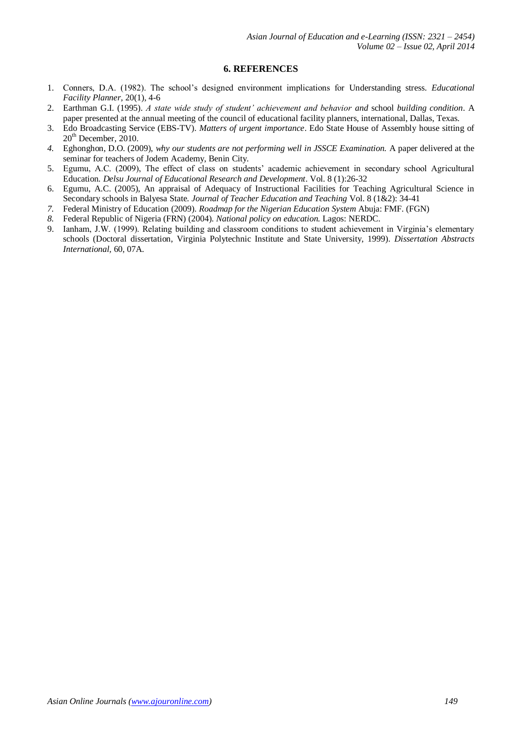## 6. REFERENCES

1. Conners, D.A. (1982). The school's designed environment implications for Understanding stress. *Educational Facility Planner,* 20(1), 4-6
2. Earthman G.I. (1995). *A state wide study of student' achievement and behavior and* school *building condition*. A paper presented at the annual meeting of the council of educational facility planners, international, Dallas, Texas.
3. Edo Broadcasting Service (EBS-TV). *Matters of urgent importance*. Edo State House of Assembly house sitting of 20th December, 2010.
4. Eghonghon, D.O. (2009), *why our students are not performing well in JSSCE Examination.* A paper delivered at the seminar for teachers of Jodem Academy, Benin City.
5. Egumu, A.C. (2009), The effect of class on students' academic achievement in secondary school Agricultural Education. *Delsu Journal of Educational Research and Development*. Vol. 8 (1):26-32
6. Egumu, A.C. (2005), An appraisal of Adequacy of Instructional Facilities for Teaching Agricultural Science in Secondary schools in Balyesa State. *Journal of Teacher Education and Teaching* Vol. 8 (1&2): 34-41
7. Federal Ministry of Education (2009). *Roadmap for the Nigerian Education System* Abuja: FMF. (FGN)
8. Federal Republic of Nigeria (FRN) (2004). *National policy on education.* Lagos: NERDC.
9. Ianham, J.W. (1999). Relating building and classroom conditions to student achievement in Virginia's elementary schools (Doctoral dissertation, Virginia Polytechnic Institute and State University, 1999). *Dissertation Abstracts International,* 60, 07A.